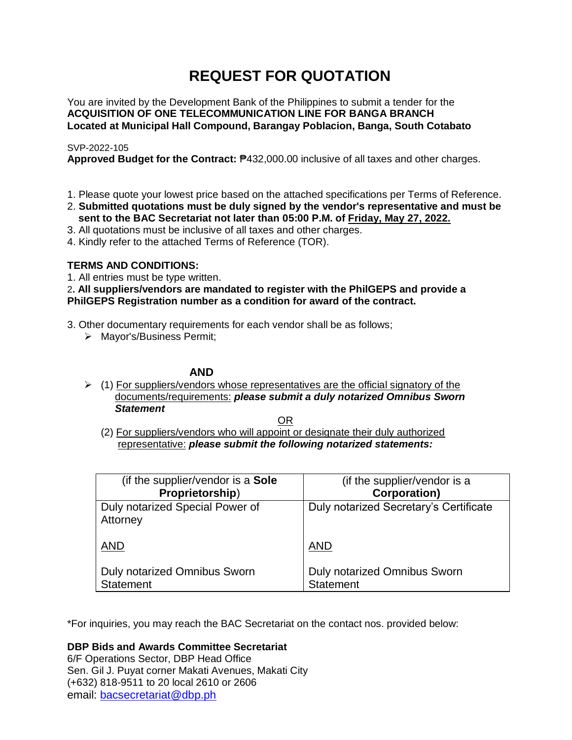# REQUEST FOR QUOTATION

You are invited by the Development Bank of the Philippines to submit a tender for the
**ACQUISITION OF ONE TELECOMMUNICATION LINE FOR BANGA BRANCH**
**Located at Municipal Hall Compound, Barangay Poblacion, Banga, South Cotabato**

SVP-2022-105
**Approved Budget for the Contract:** ₱432,000.00 inclusive of all taxes and other charges.

1. Please quote your lowest price based on the attached specifications per Terms of Reference.
2. **Submitted quotations must be duly signed by the vendor's representative and must be sent to the BAC Secretariat not later than 05:00 P.M. of Friday, May 27, 2022.**
3. All quotations must be inclusive of all taxes and other charges.
4. Kindly refer to the attached Terms of Reference (TOR).

**TERMS AND CONDITIONS:**

1. All entries must be type written.
2. **All suppliers/vendors are mandated to register with the PhilGEPS and provide a PhilGEPS Registration number as a condition for award of the contract.**
3. Other documentary requirements for each vendor shall be as follows;
   - Mayor's/Business Permit;

**AND**

- (1) For suppliers/vendors whose representatives are the official signatory of the documents/requirements: ***please submit a duly notarized Omnibus Sworn Statement***

OR

(2) For suppliers/vendors who will appoint or designate their duly authorized representative: ***please submit the following notarized statements:***

| (if the supplier/vendor is a **Sole Proprietorship**) | (if the supplier/vendor is a **Corporation)** |
|---|---|
| Duly notarized Special Power of Attorney<br><br>AND<br><br>Duly notarized Omnibus Sworn Statement | Duly notarized Secretary's Certificate<br><br>AND<br><br>Duly notarized Omnibus Sworn Statement |

*For inquiries, you may reach the BAC Secretariat on the contact nos. provided below:

**DBP Bids and Awards Committee Secretariat**
6/F Operations Sector, DBP Head Office
Sen. Gil J. Puyat corner Makati Avenues, Makati City
(+632) 818-9511 to 20 local 2610 or 2606
email: bacsecretariat@dbp.ph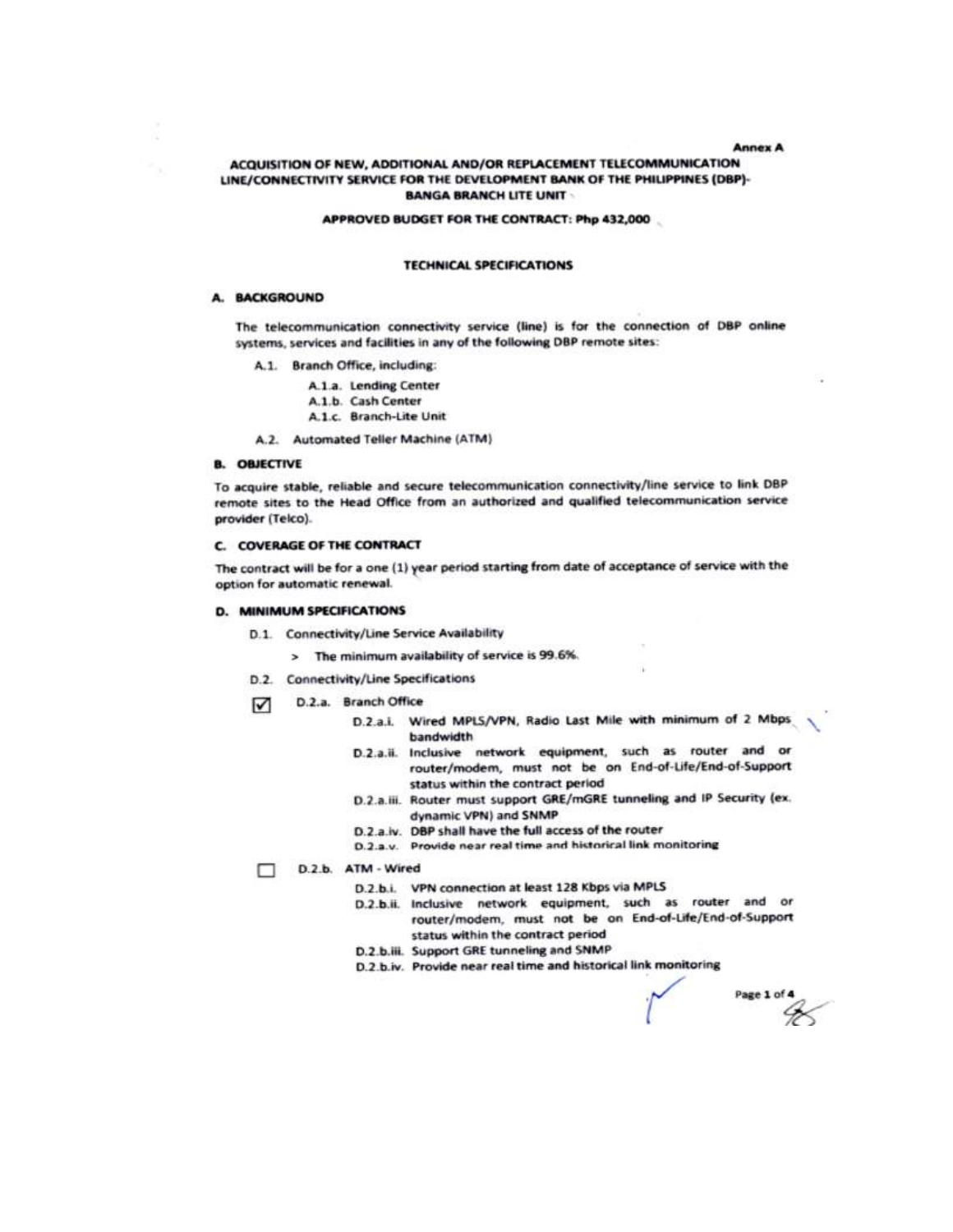Annex A

**ACQUISITION OF NEW, ADDITIONAL AND/OR REPLACEMENT TELECOMMUNICATION LINE/CONNECTIVITY SERVICE FOR THE DEVELOPMENT BANK OF THE PHILIPPINES (DBP)-BANGA BRANCH LITE UNIT**

**APPROVED BUDGET FOR THE CONTRACT: Php 432,000**

**TECHNICAL SPECIFICATIONS**

## A. BACKGROUND

The telecommunication connectivity service (line) is for the connection of DBP online systems, services and facilities in any of the following DBP remote sites:

- A.1. Branch Office, including:
  - A.1.a. Lending Center
  - A.1.b. Cash Center
  - A.1.c. Branch-Lite Unit
- A.2. Automated Teller Machine (ATM)

## B. OBJECTIVE

To acquire stable, reliable and secure telecommunication connectivity/line service to link DBP remote sites to the Head Office from an authorized and qualified telecommunication service provider (Telco).

## C. COVERAGE OF THE CONTRACT

The contract will be for a one (1) year period starting from date of acceptance of service with the option for automatic renewal.

## D. MINIMUM SPECIFICATIONS

- D.1. Connectivity/Line Service Availability
  - > The minimum availability of service is 99.6%.
- D.2. Connectivity/Line Specifications
  - ☑ D.2.a. Branch Office
    - D.2.a.i. Wired MPLS/VPN, Radio Last Mile with minimum of 2 Mbps bandwidth
    - D.2.a.ii. Inclusive network equipment, such as router and or router/modem, must not be on End-of-Life/End-of-Support status within the contract period
    - D.2.a.iii. Router must support GRE/mGRE tunneling and IP Security (ex. dynamic VPN) and SNMP
    - D.2.a.iv. DBP shall have the full access of the router
    - D.2.a.v. Provide near real time and historical link monitoring
  - ☐ D.2.b. ATM - Wired
    - D.2.b.i. VPN connection at least 128 Kbps via MPLS
    - D.2.b.ii. Inclusive network equipment, such as router and or router/modem, must not be on End-of-Life/End-of-Support status within the contract period
    - D.2.b.iii. Support GRE tunneling and SNMP
    - D.2.b.iv. Provide near real time and historical link monitoring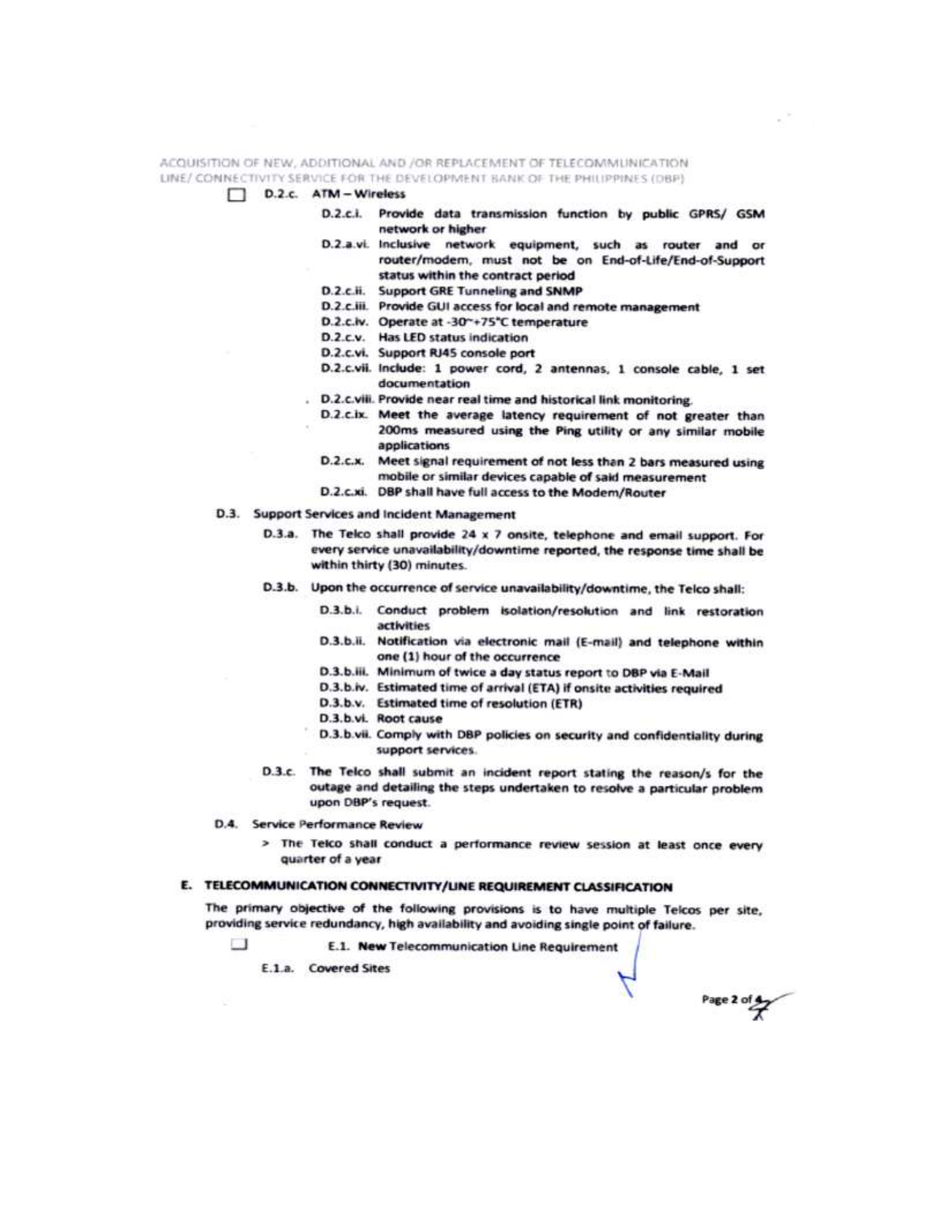☐ D.2.c. ATM – Wireless

- D.2.c.i. Provide data transmission function by public GPRS/ GSM network or higher
- D.2.a.vi. Inclusive network equipment, such as router and or router/modem, must not be on End-of-Life/End-of-Support status within the contract period
- D.2.c.ii. Support GRE Tunneling and SNMP
- D.2.c.iii. Provide GUI access for local and remote management
- D.2.c.iv. Operate at -30~+75°C temperature
- D.2.c.v. Has LED status indication
- D.2.c.vi. Support RJ45 console port
- D.2.c.vii. Include: 1 power cord, 2 antennas, 1 console cable, 1 set documentation
- D.2.c.viii. Provide near real time and historical link monitoring.
- D.2.c.ix. Meet the average latency requirement of not greater than 200ms measured using the Ping utility or any similar mobile applications
- D.2.c.x. Meet signal requirement of not less than 2 bars measured using mobile or similar devices capable of said measurement
- D.2.c.xi. DBP shall have full access to the Modem/Router

D.3. Support Services and Incident Management

D.3.a. The Telco shall provide 24 x 7 onsite, telephone and email support. For every service unavailability/downtime reported, the response time shall be within thirty (30) minutes.

D.3.b. Upon the occurrence of service unavailability/downtime, the Telco shall:

- D.3.b.i. Conduct problem isolation/resolution and link restoration activities
- D.3.b.ii. Notification via electronic mail (E-mail) and telephone within one (1) hour of the occurrence
- D.3.b.iii. Minimum of twice a day status report to DBP via E-Mail
- D.3.b.iv. Estimated time of arrival (ETA) if onsite activities required
- D.3.b.v. Estimated time of resolution (ETR)
- D.3.b.vi. Root cause
- D.3.b.vii. Comply with DBP policies on security and confidentiality during support services.

D.3.c. The Telco shall submit an incident report stating the reason/s for the outage and detailing the steps undertaken to resolve a particular problem upon DBP's request.

D.4. Service Performance Review

> The Telco shall conduct a performance review session at least once every quarter of a year

## E. TELECOMMUNICATION CONNECTIVITY/LINE REQUIREMENT CLASSIFICATION

The primary objective of the following provisions is to have multiple Telcos per site, providing service redundancy, high availability and avoiding single point of failure.

☐ E.1. **New** Telecommunication Line Requirement

E.1.a. Covered Sites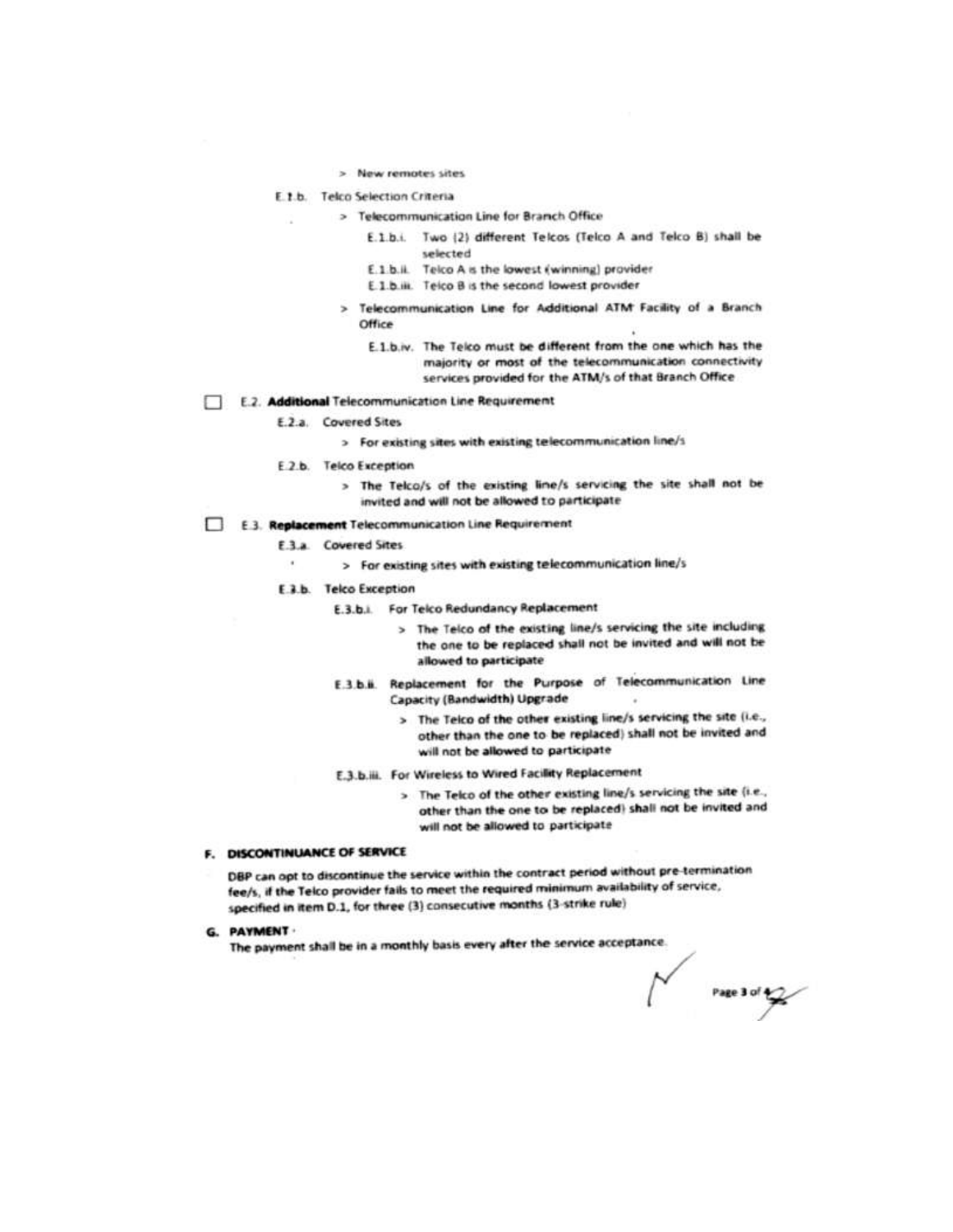> New remotes sites

E.1.b. Telco Selection Criteria

> Telecommunication Line for Branch Office

E.1.b.i. Two (2) different Telcos (Telco A and Telco B) shall be selected

E.1.b.ii. Telco A is the lowest (winning) provider

E.1.b.iii. Telco B is the second lowest provider

> Telecommunication Line for Additional ATM Facility of a Branch Office

E.1.b.iv. The Telco must be different from the one which has the majority or most of the telecommunication connectivity services provided for the ATM/s of that Branch Office

☐ E.2. **Additional** Telecommunication Line Requirement

E.2.a. Covered Sites

> For existing sites with existing telecommunication line/s

E.2.b. Telco Exception

> The Telco/s of the existing line/s servicing the site shall not be invited and will not be allowed to participate

☐ E.3. **Replacement** Telecommunication Line Requirement

E.3.a. Covered Sites

> For existing sites with existing telecommunication line/s

E.3.b. Telco Exception

E.3.b.i. For Telco Redundancy Replacement

> The Telco of the existing line/s servicing the site including the one to be replaced shall not be invited and will not be allowed to participate

E.3.b.ii. Replacement for the Purpose of Telecommunication Line Capacity (Bandwidth) Upgrade

> The Telco of the other existing line/s servicing the site (i.e., other than the one to be replaced) shall not be invited and will not be allowed to participate

E.3.b.iii. For Wireless to Wired Facility Replacement

> The Telco of the other existing line/s servicing the site (i.e., other than the one to be replaced) shall not be invited and will not be allowed to participate

## F. DISCONTINUANCE OF SERVICE

DBP can opt to discontinue the service within the contract period without pre-termination fee/s, if the Telco provider fails to meet the required minimum availability of service, specified in item D.1, for three (3) consecutive months (3-strike rule)

## G. PAYMENT

The payment shall be in a monthly basis every after the service acceptance.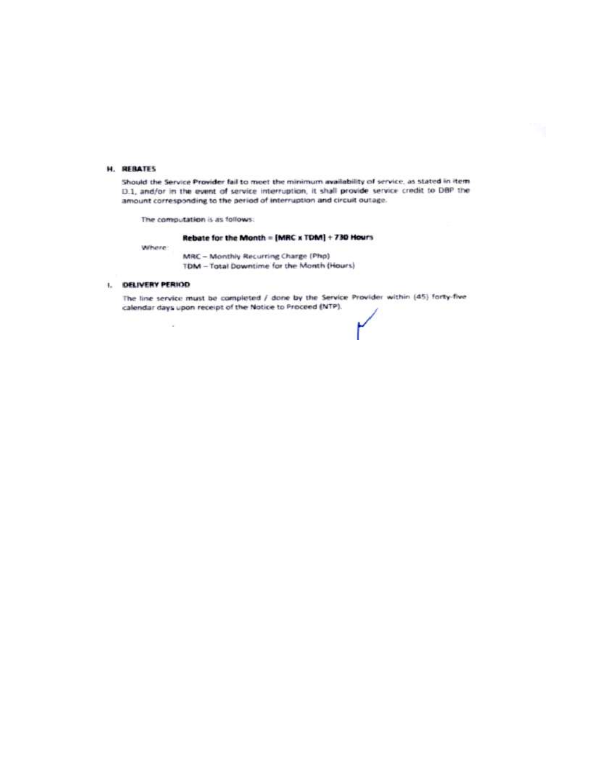## H. REBATES

Should the Service Provider fail to meet the minimum availability of service, as stated in item D.1, and/or in the event of service interruption, it shall provide service credit to DBP the amount corresponding to the period of interruption and circuit outage.

The computation is as follows:

**Rebate for the Month = [MRC x TDM] ÷ 730 Hours**

Where:

MRC – Monthly Recurring Charge (Php)
TDM – Total Downtime for the Month (Hours)

## I. DELIVERY PERIOD

The line service must be completed / done by the Service Provider within (45) forty-five calendar days upon receipt of the Notice to Proceed (NTP).